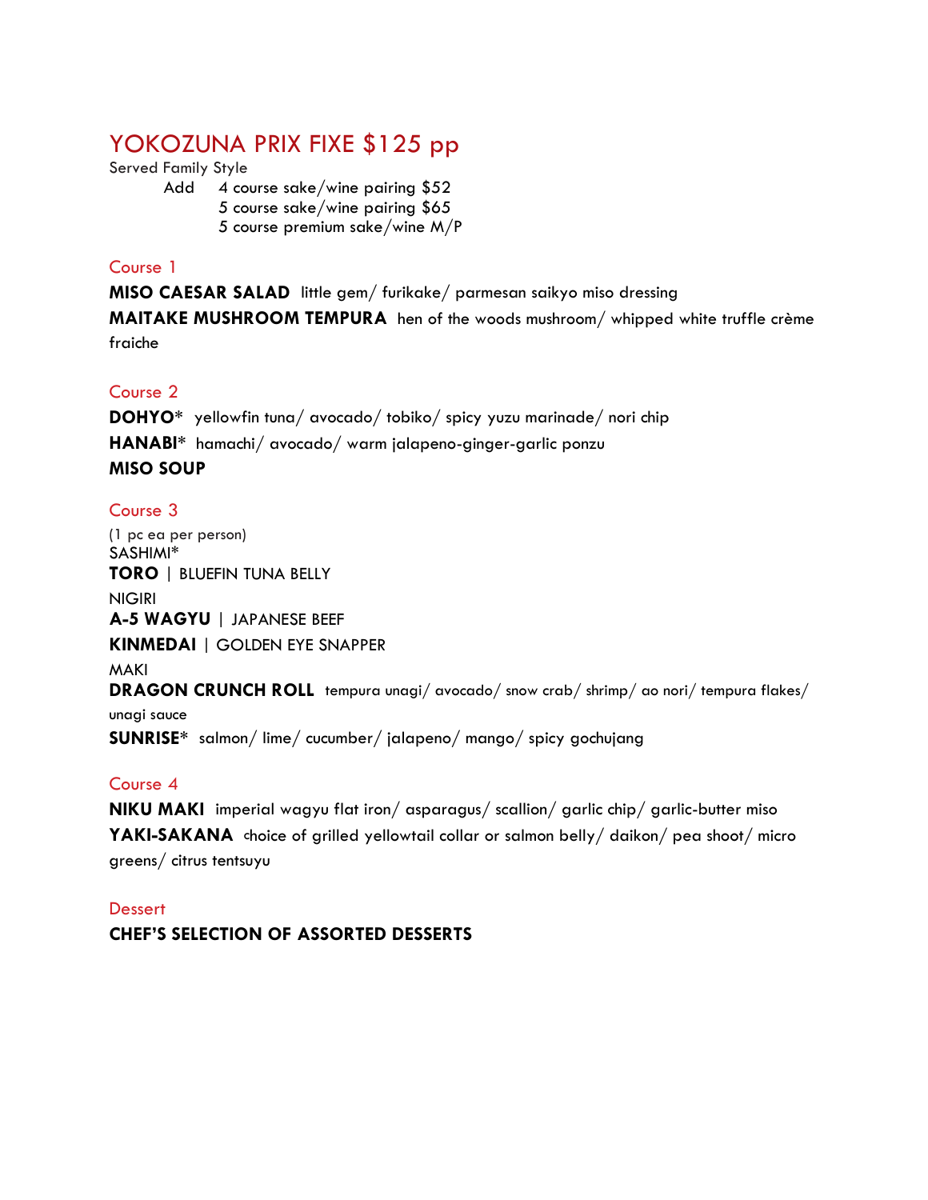# YOKOZUNA PRIX FIXE $125 pp

Served Family Style

Add 4 course sake/wine pairing $52
5 course sake/wine pairing $65
5 course premium sake/wine M/P

## Course 1

**MISO CAESAR SALAD** little gem/ furikake/ parmesan saikyo miso dressing

**MAITAKE MUSHROOM TEMPURA** hen of the woods mushroom/ whipped white truffle crème fraiche

## Course 2

**DOHYO*** yellowfin tuna/ avocado/ tobiko/ spicy yuzu marinade/ nori chip

**HANABI*** hamachi/ avocado/ warm jalapeno-ginger-garlic ponzu

**MISO SOUP**

## Course 3

(1 pc ea per person)

SASHIMI*

**TORO** | BLUEFIN TUNA BELLY

NIGIRI

**A-5 WAGYU** | JAPANESE BEEF

**KINMEDAI** | GOLDEN EYE SNAPPER

MAKI

**DRAGON CRUNCH ROLL** tempura unagi/ avocado/ snow crab/ shrimp/ ao nori/ tempura flakes/ unagi sauce

**SUNRISE*** salmon/ lime/ cucumber/ jalapeno/ mango/ spicy gochujang

## Course 4

**NIKU MAKI** imperial wagyu flat iron/ asparagus/ scallion/ garlic chip/ garlic-butter miso

**YAKI-SAKANA** choice of grilled yellowtail collar or salmon belly/ daikon/ pea shoot/ micro greens/ citrus tentsuyu

## Dessert

**CHEF'S SELECTION OF ASSORTED DESSERTS**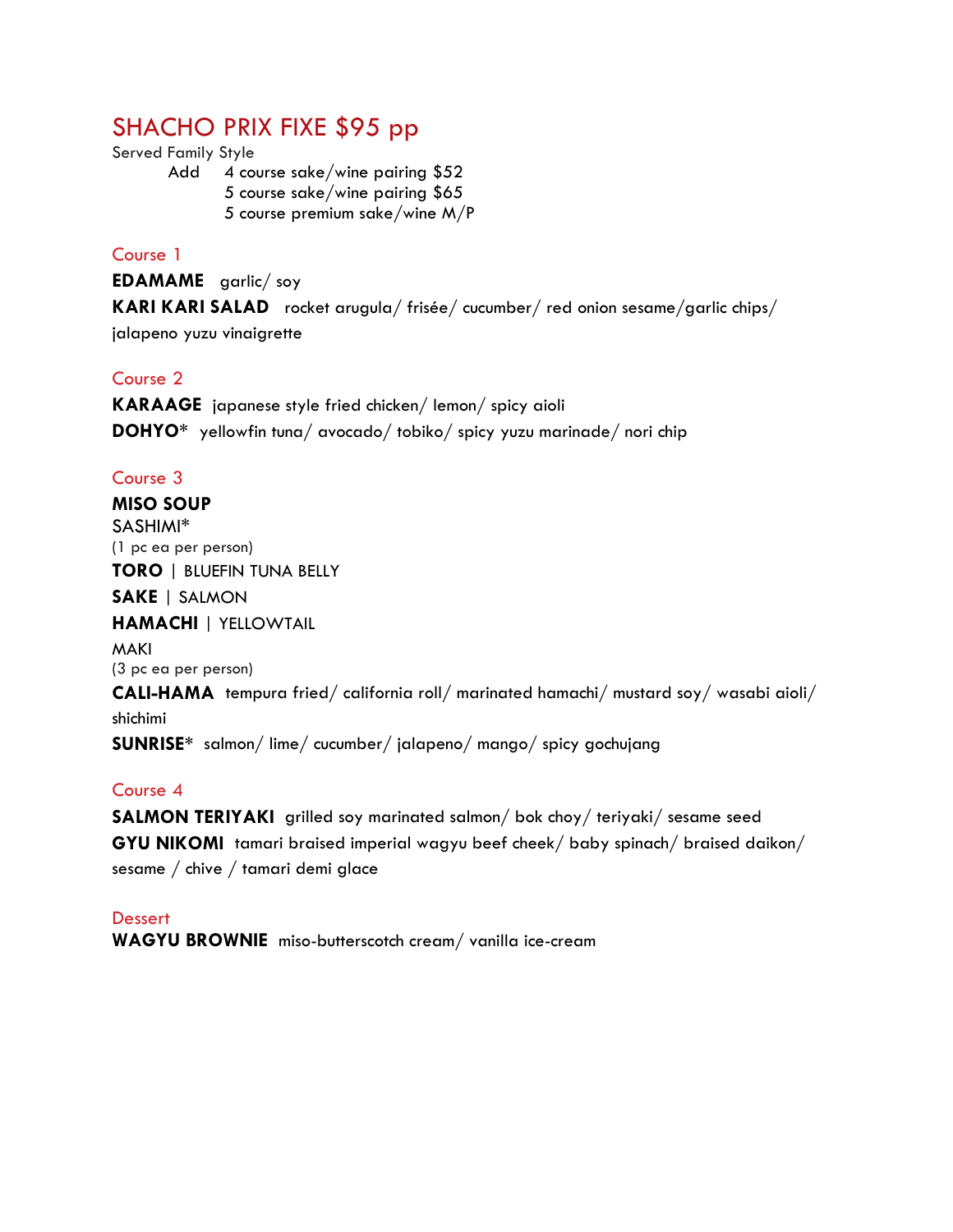# SHACHO PRIX FIXE $95 pp

Served Family Style

Add 4 course sake/wine pairing $52
5 course sake/wine pairing $65
5 course premium sake/wine M/P

## Course 1

**EDAMAME** garlic/ soy

**KARI KARI SALAD** rocket arugula/ frisée/ cucumber/ red onion sesame/garlic chips/ jalapeno yuzu vinaigrette

## Course 2

**KARAAGE** japanese style fried chicken/ lemon/ spicy aioli

**DOHYO*** yellowfin tuna/ avocado/ tobiko/ spicy yuzu marinade/ nori chip

## Course 3

**MISO SOUP**

SASHIMI*
(1 pc ea per person)

**TORO** | BLUEFIN TUNA BELLY

**SAKE** | SALMON

**HAMACHI** | YELLOWTAIL

MAKI
(3 pc ea per person)

**CALI-HAMA** tempura fried/ california roll/ marinated hamachi/ mustard soy/ wasabi aioli/ shichimi

**SUNRISE*** salmon/ lime/ cucumber/ jalapeno/ mango/ spicy gochujang

## Course 4

**SALMON TERIYAKI** grilled soy marinated salmon/ bok choy/ teriyaki/ sesame seed

**GYU NIKOMI** tamari braised imperial wagyu beef cheek/ baby spinach/ braised daikon/ sesame / chive / tamari demi glace

## Dessert

**WAGYU BROWNIE** miso-butterscotch cream/ vanilla ice-cream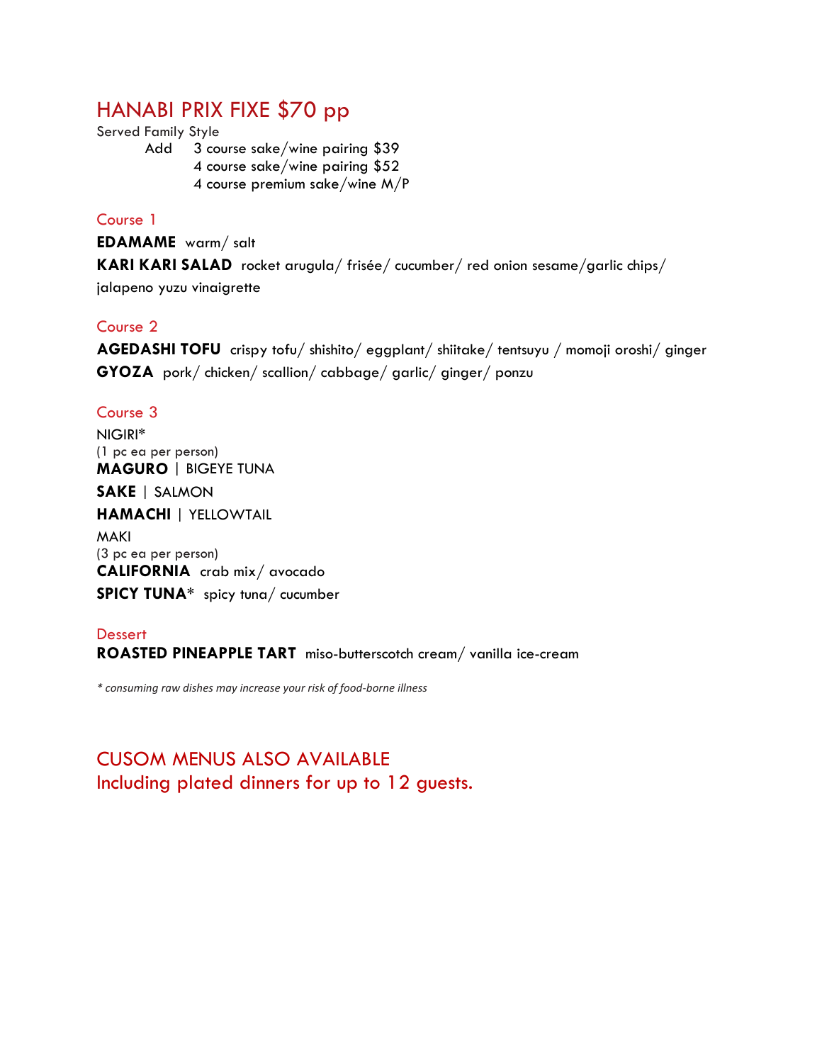## HANABI PRIX FIXE $70 pp

Served Family Style

Add 3 course sake/wine pairing $39
4 course sake/wine pairing $52
4 course premium sake/wine M/P

### Course 1

**EDAMAME** warm/ salt

**KARI KARI SALAD** rocket arugula/ frisée/ cucumber/ red onion sesame/garlic chips/ jalapeno yuzu vinaigrette

### Course 2

**AGEDASHI TOFU** crispy tofu/ shishito/ eggplant/ shiitake/ tentsuyu / momoji oroshi/ ginger

**GYOZA** pork/ chicken/ scallion/ cabbage/ garlic/ ginger/ ponzu

### Course 3

NIGIRI*
(1 pc ea per person)

**MAGURO** | BIGEYE TUNA

**SAKE** | SALMON

**HAMACHI** | YELLOWTAIL

MAKI
(3 pc ea per person)

**CALIFORNIA** crab mix/ avocado

**SPICY TUNA*** spicy tuna/ cucumber

### Dessert

**ROASTED PINEAPPLE TART** miso-butterscotch cream/ vanilla ice-cream

*\* consuming raw dishes may increase your risk of food-borne illness*

## CUSOM MENUS ALSO AVAILABLE
## Including plated dinners for up to 12 guests.